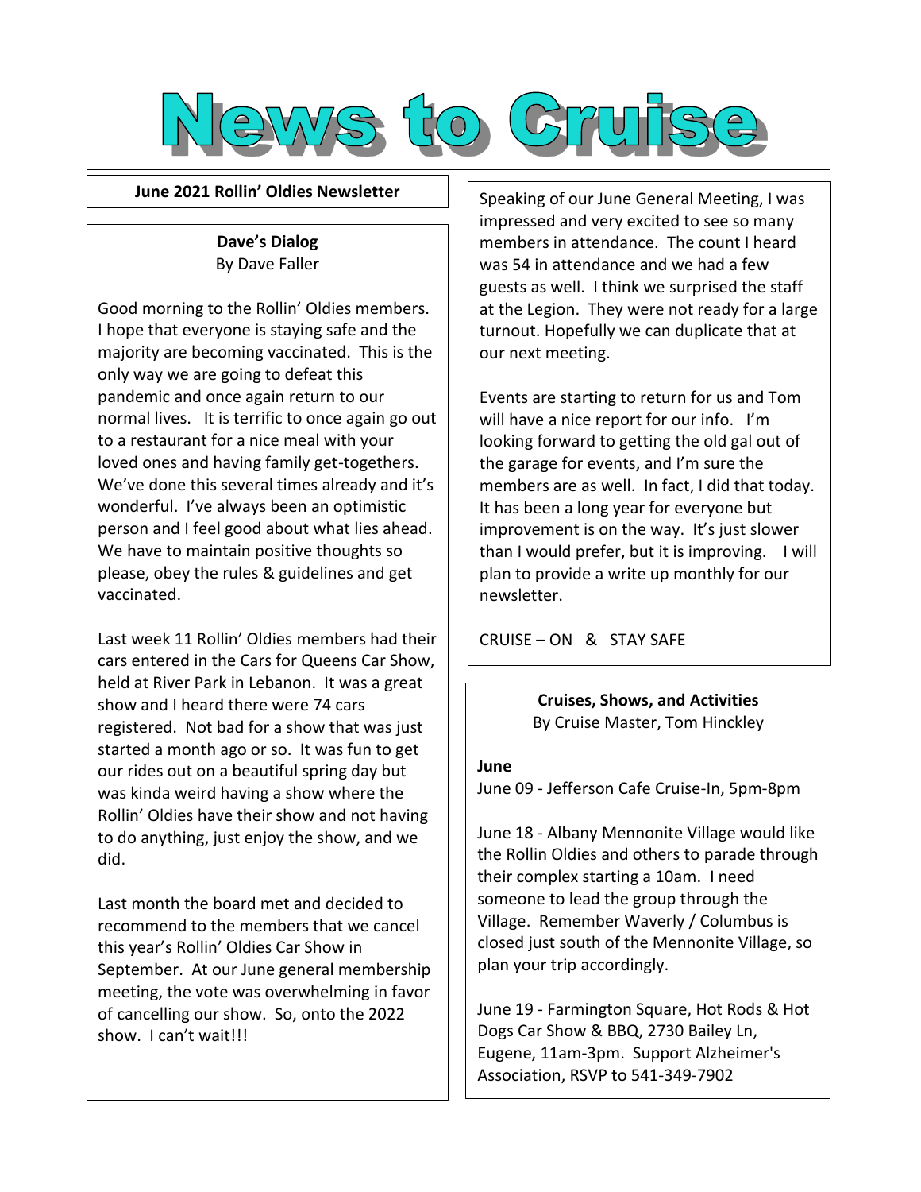# News to Cruise

**June 2021 Rollin' Oldies Newsletter**

## Dave's Dialog

By Dave Faller

Good morning to the Rollin' Oldies members. I hope that everyone is staying safe and the majority are becoming vaccinated. This is the only way we are going to defeat this pandemic and once again return to our normal lives. It is terrific to once again go out to a restaurant for a nice meal with your loved ones and having family get-togethers. We've done this several times already and it's wonderful. I've always been an optimistic person and I feel good about what lies ahead. We have to maintain positive thoughts so please, obey the rules & guidelines and get vaccinated.

Last week 11 Rollin' Oldies members had their cars entered in the Cars for Queens Car Show, held at River Park in Lebanon. It was a great show and I heard there were 74 cars registered. Not bad for a show that was just started a month ago or so. It was fun to get our rides out on a beautiful spring day but was kinda weird having a show where the Rollin' Oldies have their show and not having to do anything, just enjoy the show, and we did.

Last month the board met and decided to recommend to the members that we cancel this year's Rollin' Oldies Car Show in September. At our June general membership meeting, the vote was overwhelming in favor of cancelling our show. So, onto the 2022 show. I can't wait!!!

Speaking of our June General Meeting, I was impressed and very excited to see so many members in attendance. The count I heard was 54 in attendance and we had a few guests as well. I think we surprised the staff at the Legion. They were not ready for a large turnout. Hopefully we can duplicate that at our next meeting.

Events are starting to return for us and Tom will have a nice report for our info. I'm looking forward to getting the old gal out of the garage for events, and I'm sure the members are as well. In fact, I did that today. It has been a long year for everyone but improvement is on the way. It's just slower than I would prefer, but it is improving. I will plan to provide a write up monthly for our newsletter.

CRUISE – ON & STAY SAFE

## Cruises, Shows, and Activities

By Cruise Master, Tom Hinckley

**June**

June 09 - Jefferson Cafe Cruise-In, 5pm-8pm

June 18 - Albany Mennonite Village would like the Rollin Oldies and others to parade through their complex starting a 10am. I need someone to lead the group through the Village. Remember Waverly / Columbus is closed just south of the Mennonite Village, so plan your trip accordingly.

June 19 - Farmington Square, Hot Rods & Hot Dogs Car Show & BBQ, 2730 Bailey Ln, Eugene, 11am-3pm. Support Alzheimer's Association, RSVP to 541-349-7902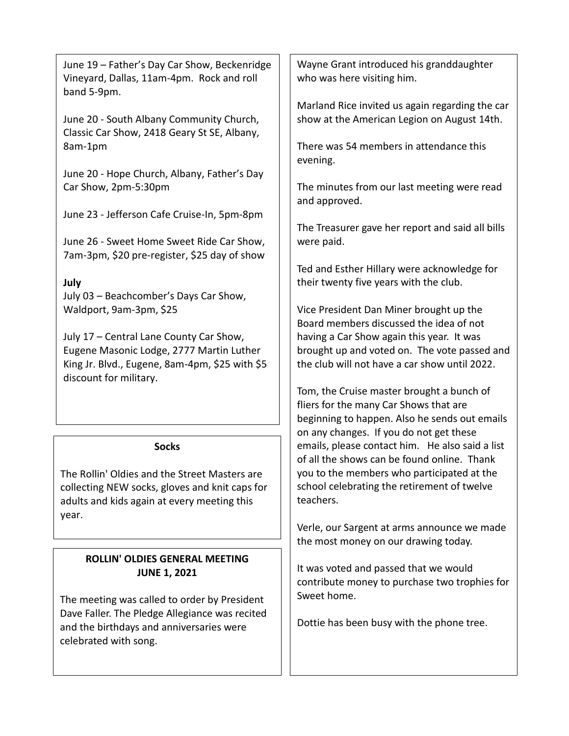June 19 – Father's Day Car Show, Beckenridge Vineyard, Dallas, 11am-4pm. Rock and roll band 5-9pm.

June 20 - South Albany Community Church, Classic Car Show, 2418 Geary St SE, Albany, 8am-1pm

June 20 - Hope Church, Albany, Father's Day Car Show, 2pm-5:30pm

June 23 - Jefferson Cafe Cruise-In, 5pm-8pm

June 26 - Sweet Home Sweet Ride Car Show, 7am-3pm, $20 pre-register, $25 day of show

**July**

July 03 – Beachcomber's Days Car Show, Waldport, 9am-3pm, $25

July 17 – Central Lane County Car Show, Eugene Masonic Lodge, 2777 Martin Luther King Jr. Blvd., Eugene, 8am-4pm, $25 with $5 discount for military.

**Socks**

The Rollin' Oldies and the Street Masters are collecting NEW socks, gloves and knit caps for adults and kids again at every meeting this year.

**ROLLIN' OLDIES GENERAL MEETING**
**JUNE 1, 2021**

The meeting was called to order by President Dave Faller. The Pledge Allegiance was recited and the birthdays and anniversaries were celebrated with song.

Wayne Grant introduced his granddaughter who was here visiting him.

Marland Rice invited us again regarding the car show at the American Legion on August 14th.

There was 54 members in attendance this evening.

The minutes from our last meeting were read and approved.

The Treasurer gave her report and said all bills were paid.

Ted and Esther Hillary were acknowledge for their twenty five years with the club.

Vice President Dan Miner brought up the Board members discussed the idea of not having a Car Show again this year. It was brought up and voted on. The vote passed and the club will not have a car show until 2022.

Tom, the Cruise master brought a bunch of fliers for the many Car Shows that are beginning to happen. Also he sends out emails on any changes. If you do not get these emails, please contact him. He also said a list of all the shows can be found online. Thank you to the members who participated at the school celebrating the retirement of twelve teachers.

Verle, our Sargent at arms announce we made the most money on our drawing today.

It was voted and passed that we would contribute money to purchase two trophies for Sweet home.

Dottie has been busy with the phone tree.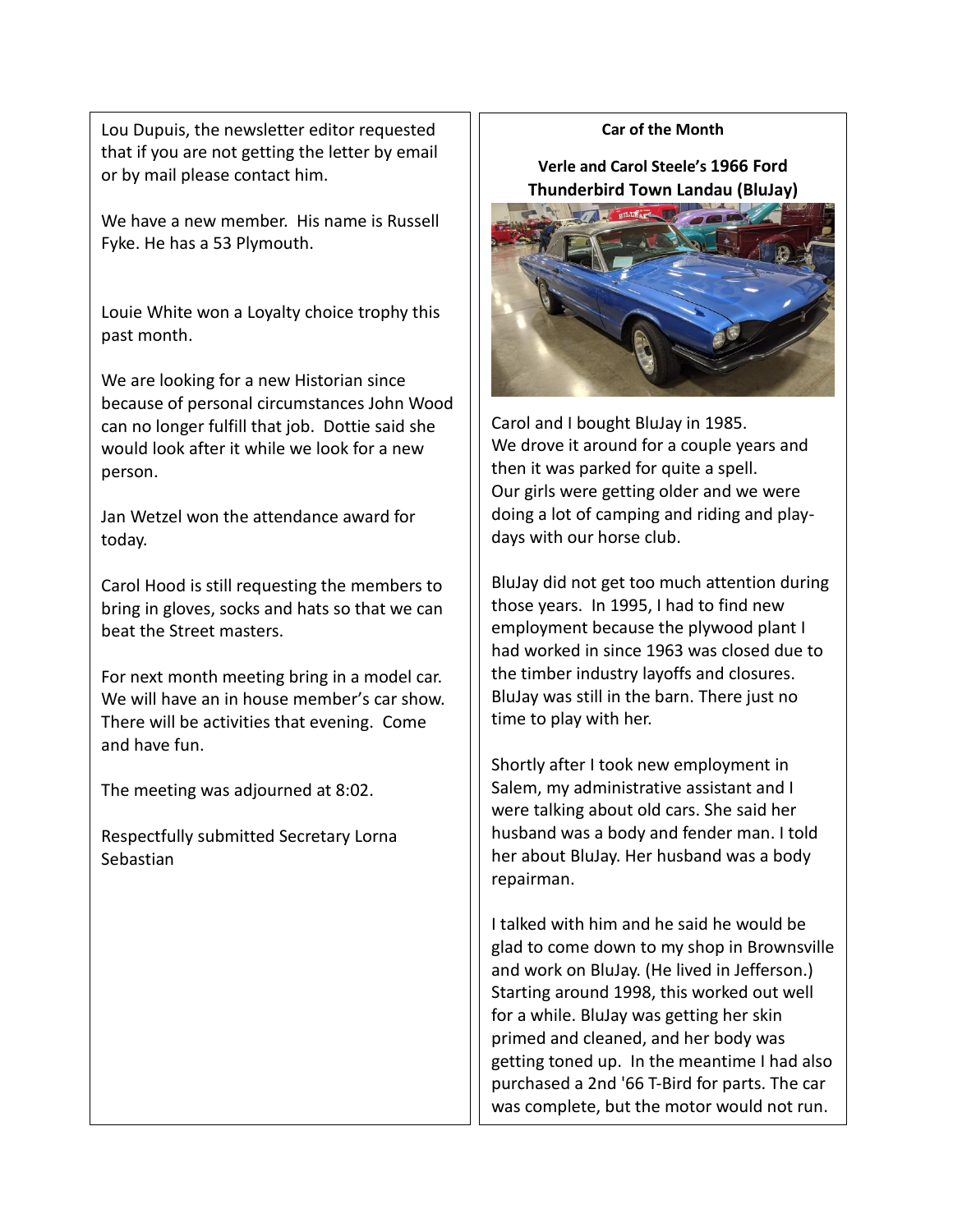Lou Dupuis, the newsletter editor requested that if you are not getting the letter by email or by mail please contact him.

We have a new member. His name is Russell Fyke. He has a 53 Plymouth.

Louie White won a Loyalty choice trophy this past month.

We are looking for a new Historian since because of personal circumstances John Wood can no longer fulfill that job. Dottie said she would look after it while we look for a new person.

Jan Wetzel won the attendance award for today.

Carol Hood is still requesting the members to bring in gloves, socks and hats so that we can beat the Street masters.

For next month meeting bring in a model car. We will have an in house member's car show. There will be activities that evening. Come and have fun.

The meeting was adjourned at 8:02.

Respectfully submitted Secretary Lorna Sebastian

**Car of the Month**

**Verle and Carol Steele's 1966 Ford Thunderbird Town Landau (BluJay)**

Carol and I bought BluJay in 1985.
We drove it around for a couple years and then it was parked for quite a spell.
Our girls were getting older and we were doing a lot of camping and riding and play-days with our horse club.

BluJay did not get too much attention during those years. In 1995, I had to find new employment because the plywood plant I had worked in since 1963 was closed due to the timber industry layoffs and closures. BluJay was still in the barn. There just no time to play with her.

Shortly after I took new employment in Salem, my administrative assistant and I were talking about old cars. She said her husband was a body and fender man. I told her about BluJay. Her husband was a body repairman.

I talked with him and he said he would be glad to come down to my shop in Brownsville and work on BluJay. (He lived in Jefferson.) Starting around 1998, this worked out well for a while. BluJay was getting her skin primed and cleaned, and her body was getting toned up. In the meantime I had also purchased a 2nd '66 T-Bird for parts. The car was complete, but the motor would not run.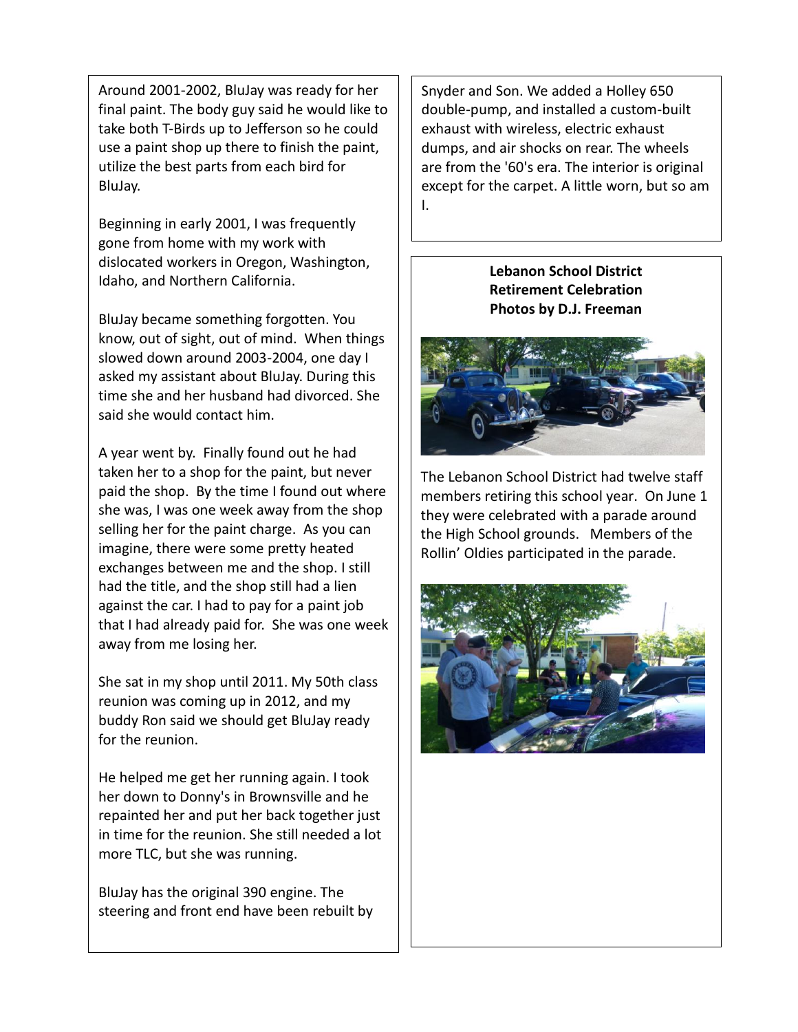Around 2001-2002, BluJay was ready for her final paint. The body guy said he would like to take both T-Birds up to Jefferson so he could use a paint shop up there to finish the paint, utilize the best parts from each bird for BluJay.

Beginning in early 2001, I was frequently gone from home with my work with dislocated workers in Oregon, Washington, Idaho, and Northern California.

BluJay became something forgotten. You know, out of sight, out of mind. When things slowed down around 2003-2004, one day I asked my assistant about BluJay. During this time she and her husband had divorced. She said she would contact him.

A year went by. Finally found out he had taken her to a shop for the paint, but never paid the shop. By the time I found out where she was, I was one week away from the shop selling her for the paint charge. As you can imagine, there were some pretty heated exchanges between me and the shop. I still had the title, and the shop still had a lien against the car. I had to pay for a paint job that I had already paid for. She was one week away from me losing her.

She sat in my shop until 2011. My 50th class reunion was coming up in 2012, and my buddy Ron said we should get BluJay ready for the reunion.

He helped me get her running again. I took her down to Donny's in Brownsville and he repainted her and put her back together just in time for the reunion. She still needed a lot more TLC, but she was running.

BluJay has the original 390 engine. The steering and front end have been rebuilt by Snyder and Son. We added a Holley 650 double-pump, and installed a custom-built exhaust with wireless, electric exhaust dumps, and air shocks on rear. The wheels are from the '60's era. The interior is original except for the carpet. A little worn, but so am I.

**Lebanon School District Retirement Celebration**
**Photos by D.J. Freeman**

The Lebanon School District had twelve staff members retiring this school year. On June 1 they were celebrated with a parade around the High School grounds. Members of the Rollin' Oldies participated in the parade.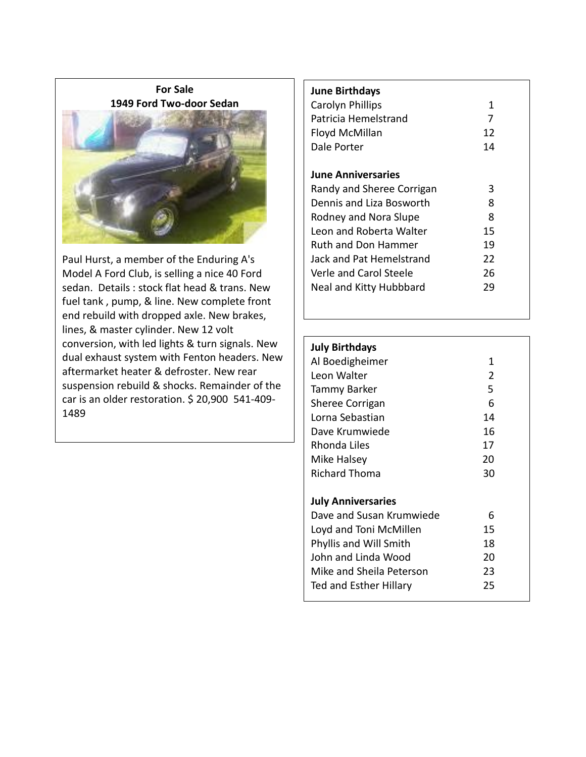## For Sale
## 1949 Ford Two-door Sedan

Paul Hurst, a member of the Enduring A's Model A Ford Club, is selling a nice 40 Ford sedan. Details : stock flat head & trans. New fuel tank , pump, & line. New complete front end rebuild with dropped axle. New brakes, lines, & master cylinder. New 12 volt conversion, with led lights & turn signals. New dual exhaust system with Fenton headers. New aftermarket heater & defroster. New rear suspension rebuild & shocks. Remainder of the car is an older restoration. $ 20,900 541-409-1489

**June Birthdays**

| | |
|---|---|
| Carolyn Phillips | 1 |
| Patricia Hemelstrand | 7 |
| Floyd McMillan | 12 |
| Dale Porter | 14 |

**June Anniversaries**

| | |
|---|---|
| Randy and Sheree Corrigan | 3 |
| Dennis and Liza Bosworth | 8 |
| Rodney and Nora Slupe | 8 |
| Leon and Roberta Walter | 15 |
| Ruth and Don Hammer | 19 |
| Jack and Pat Hemelstrand | 22 |
| Verle and Carol Steele | 26 |
| Neal and Kitty Hubbbard | 29 |

**July Birthdays**

| | |
|---|---|
| Al Boedigheimer | 1 |
| Leon Walter | 2 |
| Tammy Barker | 5 |
| Sheree Corrigan | 6 |
| Lorna Sebastian | 14 |
| Dave Krumwiede | 16 |
| Rhonda Liles | 17 |
| Mike Halsey | 20 |
| Richard Thoma | 30 |

**July Anniversaries**

| | |
|---|---|
| Dave and Susan Krumwiede | 6 |
| Loyd and Toni McMillen | 15 |
| Phyllis and Will Smith | 18 |
| John and Linda Wood | 20 |
| Mike and Sheila Peterson | 23 |
| Ted and Esther Hillary | 25 |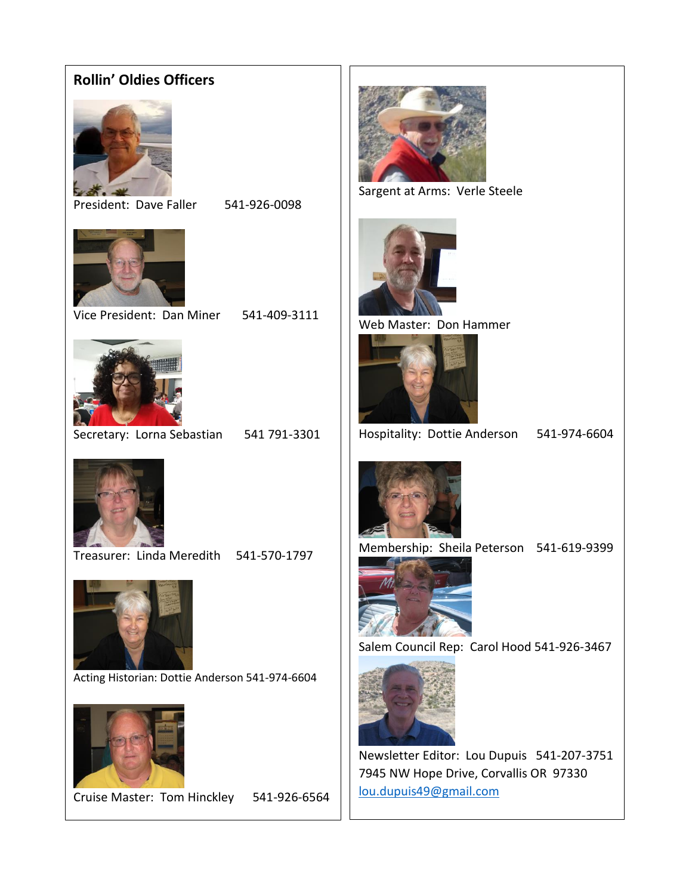## Rollin' Oldies Officers

President: Dave Faller 541-926-0098

Vice President: Dan Miner 541-409-3111

Secretary: Lorna Sebastian 541 791-3301

Treasurer: Linda Meredith 541-570-1797

Acting Historian: Dottie Anderson 541-974-6604

Cruise Master: Tom Hinckley 541-926-6564

Sargent at Arms: Verle Steele

Web Master: Don Hammer

Hospitality: Dottie Anderson 541-974-6604

Membership: Sheila Peterson 541-619-9399

Salem Council Rep: Carol Hood 541-926-3467

Newsletter Editor: Lou Dupuis 541-207-3751
7945 NW Hope Drive, Corvallis OR 97330
lou.dupuis49@gmail.com